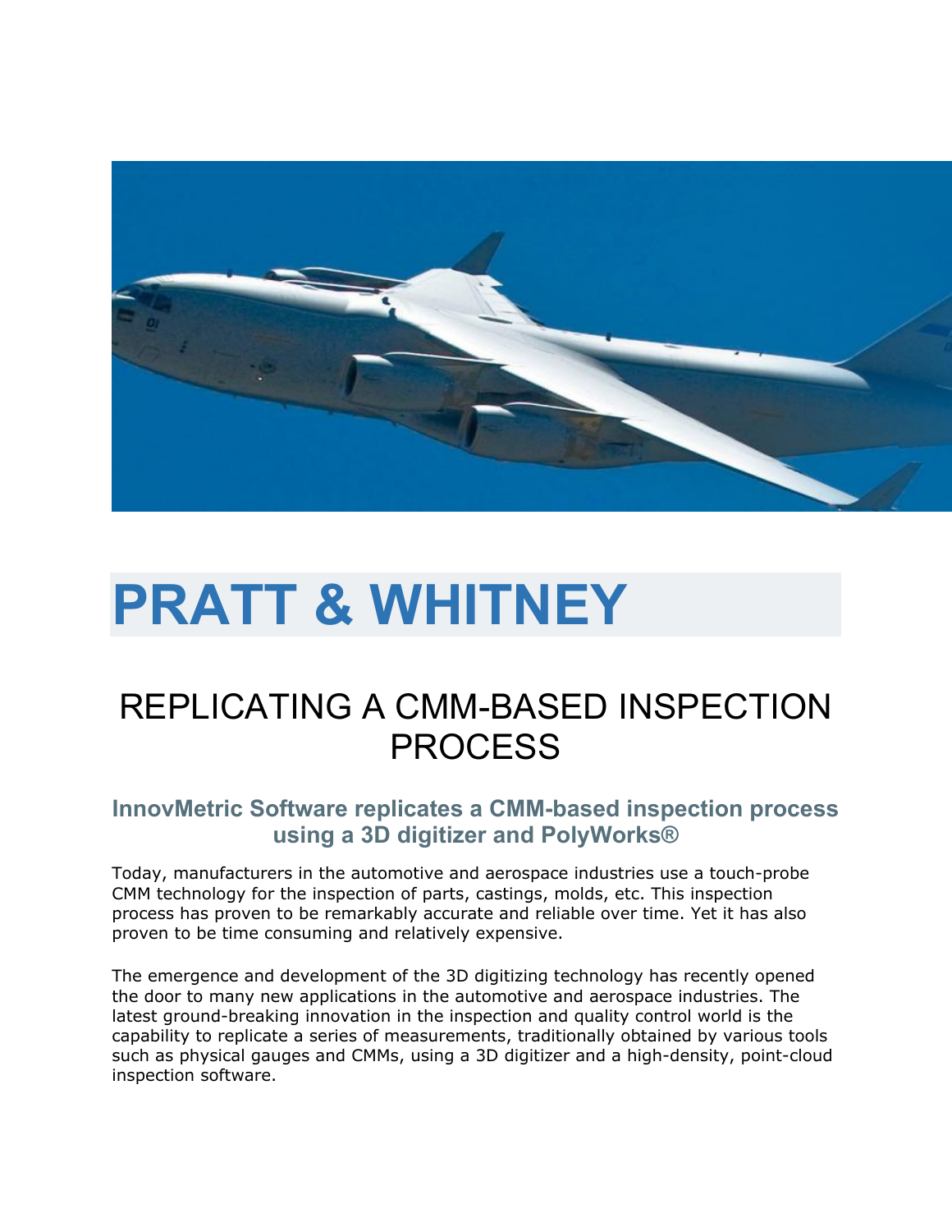# PRATT & WHITNEY

## REPLICATING A CMM-BASED INSPECTION PROCESS

### InnovMetric Software replicates a CMM-based inspection process using a 3D digitizer and PolyWorks®

Today, manufacturers in the automotive and aerospace industries use a touch-probe CMM technology for the inspection of parts, castings, molds, etc. This inspection process has proven to be remarkably accurate and reliable over time. Yet it has also proven to be time consuming and relatively expensive.

The emergence and development of the 3D digitizing technology has recently opened the door to many new applications in the automotive and aerospace industries. The latest ground-breaking innovation in the inspection and quality control world is the capability to replicate a series of measurements, traditionally obtained by various tools such as physical gauges and CMMs, using a 3D digitizer and a high-density, point-cloud inspection software.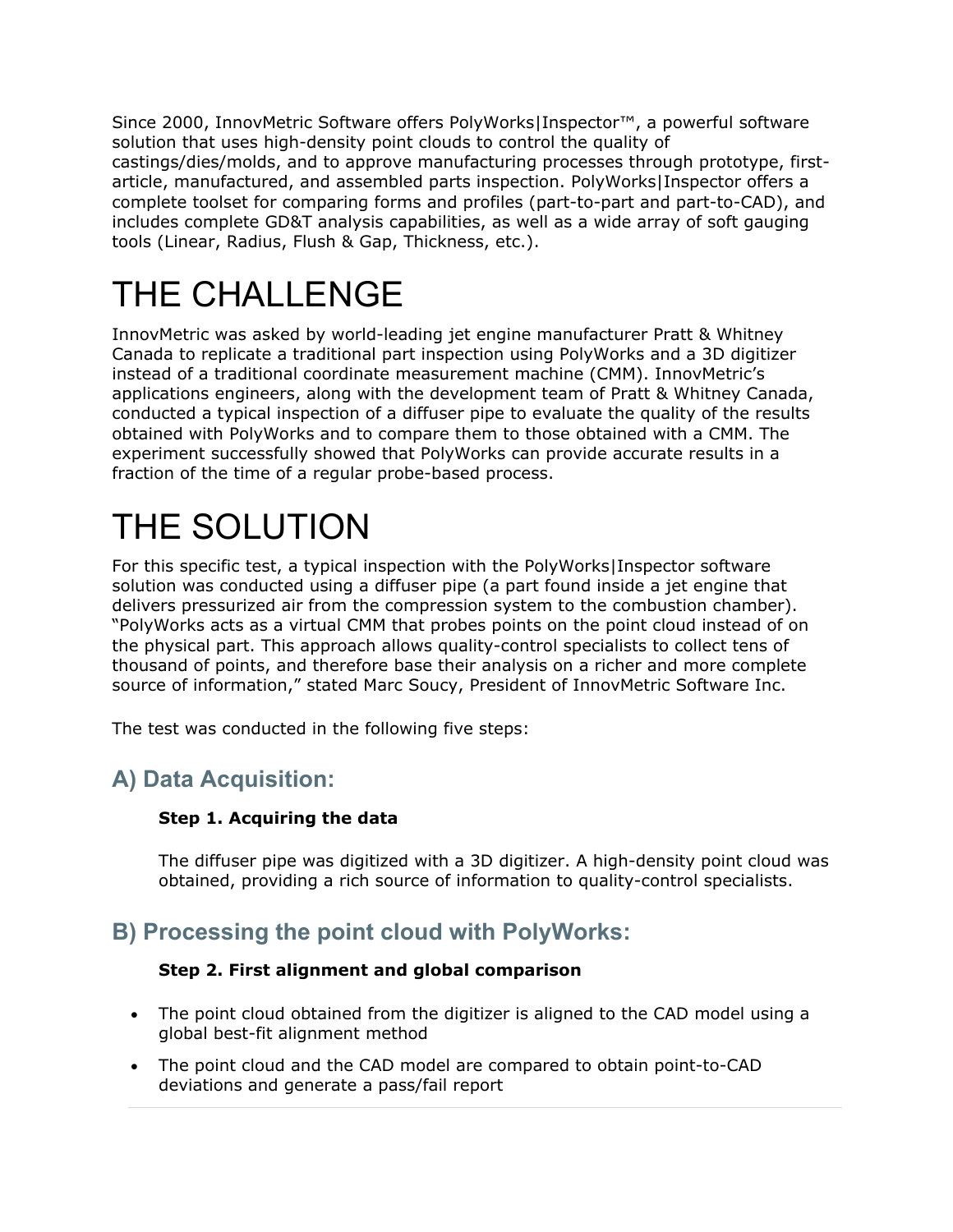Since 2000, InnovMetric Software offers PolyWorks|Inspector™, a powerful software solution that uses high-density point clouds to control the quality of castings/dies/molds, and to approve manufacturing processes through prototype, first-article, manufactured, and assembled parts inspection. PolyWorks|Inspector offers a complete toolset for comparing forms and profiles (part-to-part and part-to-CAD), and includes complete GD&T analysis capabilities, as well as a wide array of soft gauging tools (Linear, Radius, Flush & Gap, Thickness, etc.).

# THE CHALLENGE

InnovMetric was asked by world-leading jet engine manufacturer Pratt & Whitney Canada to replicate a traditional part inspection using PolyWorks and a 3D digitizer instead of a traditional coordinate measurement machine (CMM). InnovMetric's applications engineers, along with the development team of Pratt & Whitney Canada, conducted a typical inspection of a diffuser pipe to evaluate the quality of the results obtained with PolyWorks and to compare them to those obtained with a CMM. The experiment successfully showed that PolyWorks can provide accurate results in a fraction of the time of a regular probe-based process.

# THE SOLUTION

For this specific test, a typical inspection with the PolyWorks|Inspector software solution was conducted using a diffuser pipe (a part found inside a jet engine that delivers pressurized air from the compression system to the combustion chamber). "PolyWorks acts as a virtual CMM that probes points on the point cloud instead of on the physical part. This approach allows quality-control specialists to collect tens of thousand of points, and therefore base their analysis on a richer and more complete source of information," stated Marc Soucy, President of InnovMetric Software Inc.

The test was conducted in the following five steps:

## A) Data Acquisition:

**Step 1. Acquiring the data**

The diffuser pipe was digitized with a 3D digitizer. A high-density point cloud was obtained, providing a rich source of information to quality-control specialists.

## B) Processing the point cloud with PolyWorks:

**Step 2. First alignment and global comparison**

- The point cloud obtained from the digitizer is aligned to the CAD model using a global best-fit alignment method
- The point cloud and the CAD model are compared to obtain point-to-CAD deviations and generate a pass/fail report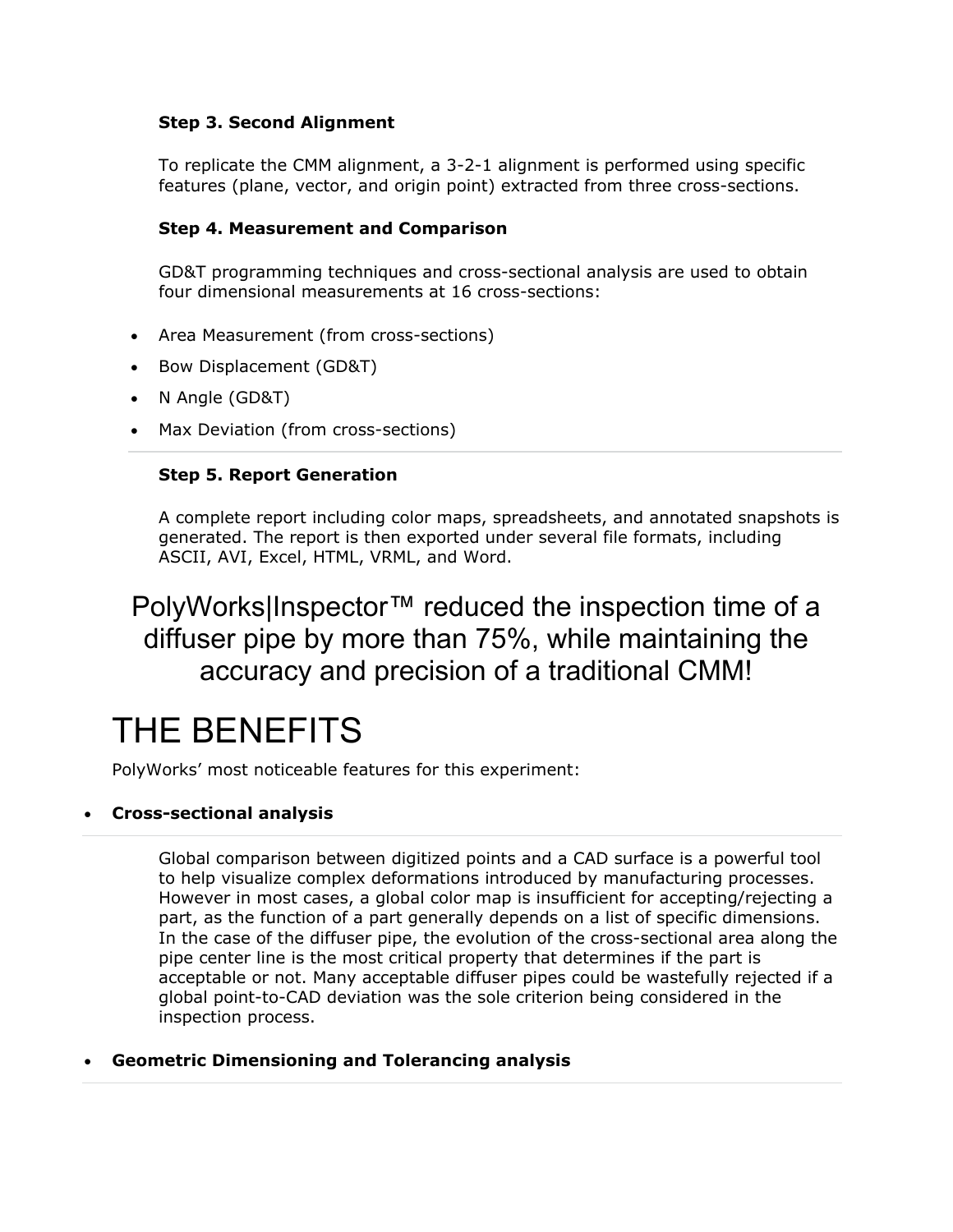**Step 3. Second Alignment**

To replicate the CMM alignment, a 3-2-1 alignment is performed using specific features (plane, vector, and origin point) extracted from three cross-sections.

**Step 4. Measurement and Comparison**

GD&T programming techniques and cross-sectional analysis are used to obtain four dimensional measurements at 16 cross-sections:

- Area Measurement (from cross-sections)
- Bow Displacement (GD&T)
- N Angle (GD&T)
- Max Deviation (from cross-sections)

---

**Step 5. Report Generation**

A complete report including color maps, spreadsheets, and annotated snapshots is generated. The report is then exported under several file formats, including ASCII, AVI, Excel, HTML, VRML, and Word.

## PolyWorks|Inspector™ reduced the inspection time of a diffuser pipe by more than 75%, while maintaining the accuracy and precision of a traditional CMM!

# THE BENEFITS

PolyWorks' most noticeable features for this experiment:

- **Cross-sectional analysis**

---

Global comparison between digitized points and a CAD surface is a powerful tool to help visualize complex deformations introduced by manufacturing processes. However in most cases, a global color map is insufficient for accepting/rejecting a part, as the function of a part generally depends on a list of specific dimensions. In the case of the diffuser pipe, the evolution of the cross-sectional area along the pipe center line is the most critical property that determines if the part is acceptable or not. Many acceptable diffuser pipes could be wastefully rejected if a global point-to-CAD deviation was the sole criterion being considered in the inspection process.

- **Geometric Dimensioning and Tolerancing analysis**

---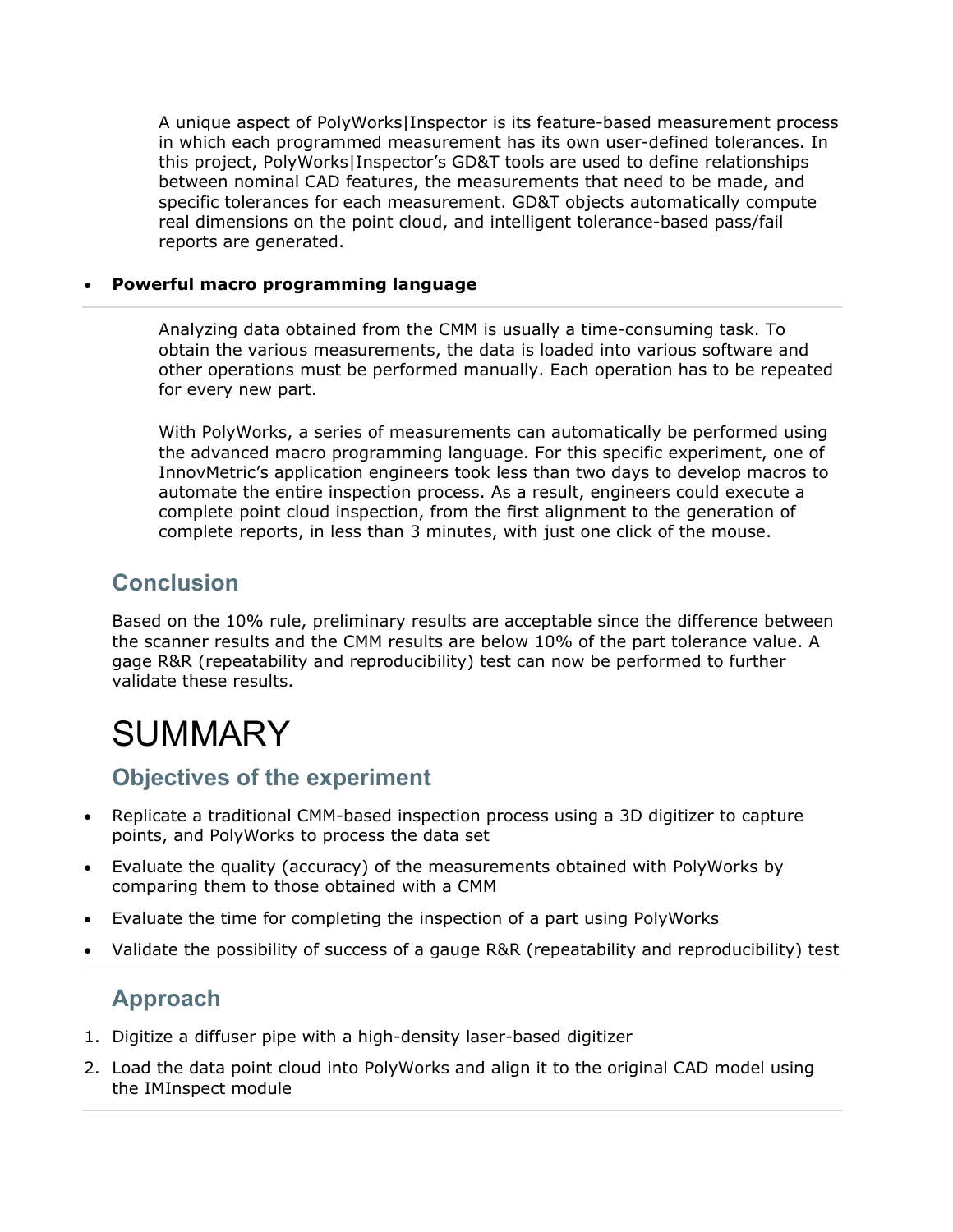A unique aspect of PolyWorks|Inspector is its feature-based measurement process in which each programmed measurement has its own user-defined tolerances. In this project, PolyWorks|Inspector's GD&T tools are used to define relationships between nominal CAD features, the measurements that need to be made, and specific tolerances for each measurement. GD&T objects automatically compute real dimensions on the point cloud, and intelligent tolerance-based pass/fail reports are generated.

- **Powerful macro programming language**

Analyzing data obtained from the CMM is usually a time-consuming task. To obtain the various measurements, the data is loaded into various software and other operations must be performed manually. Each operation has to be repeated for every new part.

With PolyWorks, a series of measurements can automatically be performed using the advanced macro programming language. For this specific experiment, one of InnovMetric's application engineers took less than two days to develop macros to automate the entire inspection process. As a result, engineers could execute a complete point cloud inspection, from the first alignment to the generation of complete reports, in less than 3 minutes, with just one click of the mouse.

### Conclusion

Based on the 10% rule, preliminary results are acceptable since the difference between the scanner results and the CMM results are below 10% of the part tolerance value. A gage R&R (repeatability and reproducibility) test can now be performed to further validate these results.

# SUMMARY

### Objectives of the experiment

- Replicate a traditional CMM-based inspection process using a 3D digitizer to capture points, and PolyWorks to process the data set
- Evaluate the quality (accuracy) of the measurements obtained with PolyWorks by comparing them to those obtained with a CMM
- Evaluate the time for completing the inspection of a part using PolyWorks
- Validate the possibility of success of a gauge R&R (repeatability and reproducibility) test

### Approach

1. Digitize a diffuser pipe with a high-density laser-based digitizer
2. Load the data point cloud into PolyWorks and align it to the original CAD model using the IMInspect module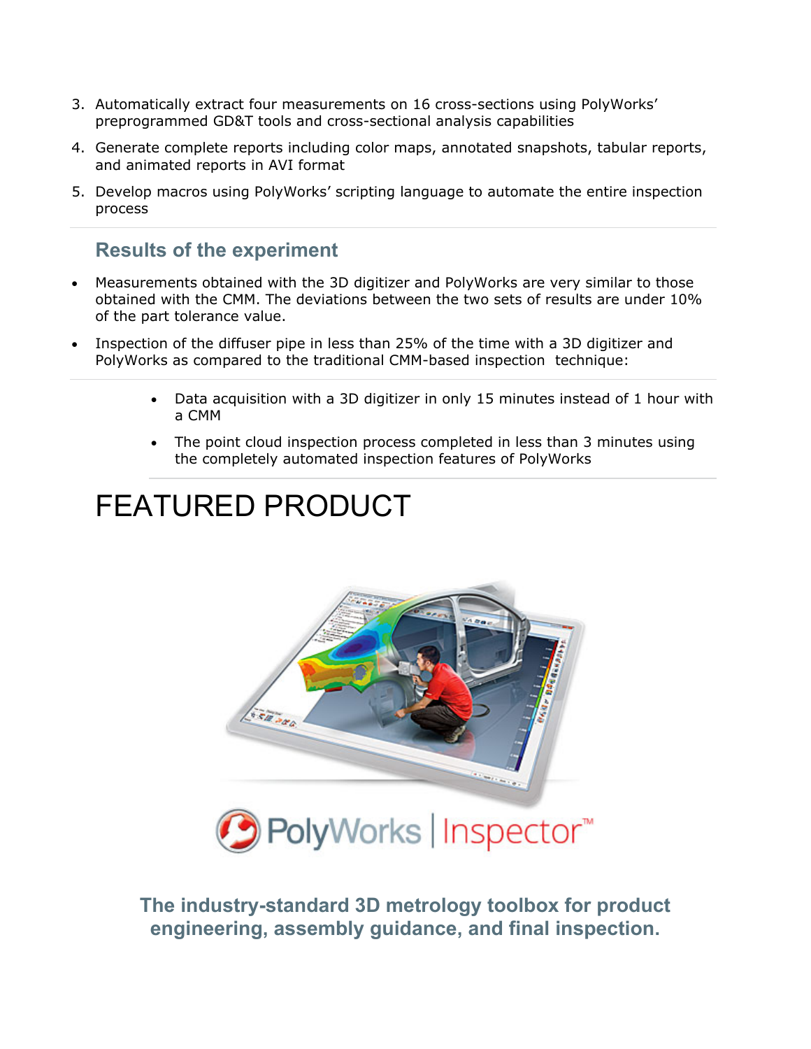3. Automatically extract four measurements on 16 cross-sections using PolyWorks' preprogrammed GD&T tools and cross-sectional analysis capabilities
4. Generate complete reports including color maps, annotated snapshots, tabular reports, and animated reports in AVI format
5. Develop macros using PolyWorks' scripting language to automate the entire inspection process

## Results of the experiment

- Measurements obtained with the 3D digitizer and PolyWorks are very similar to those obtained with the CMM. The deviations between the two sets of results are under 10% of the part tolerance value.
- Inspection of the diffuser pipe in less than 25% of the time with a 3D digitizer and PolyWorks as compared to the traditional CMM-based inspection technique:
  - Data acquisition with a 3D digitizer in only 15 minutes instead of 1 hour with a CMM
  - The point cloud inspection process completed in less than 3 minutes using the completely automated inspection features of PolyWorks

# FEATURED PRODUCT

PolyWorks | Inspector™

**The industry-standard 3D metrology toolbox for product engineering, assembly guidance, and final inspection.**